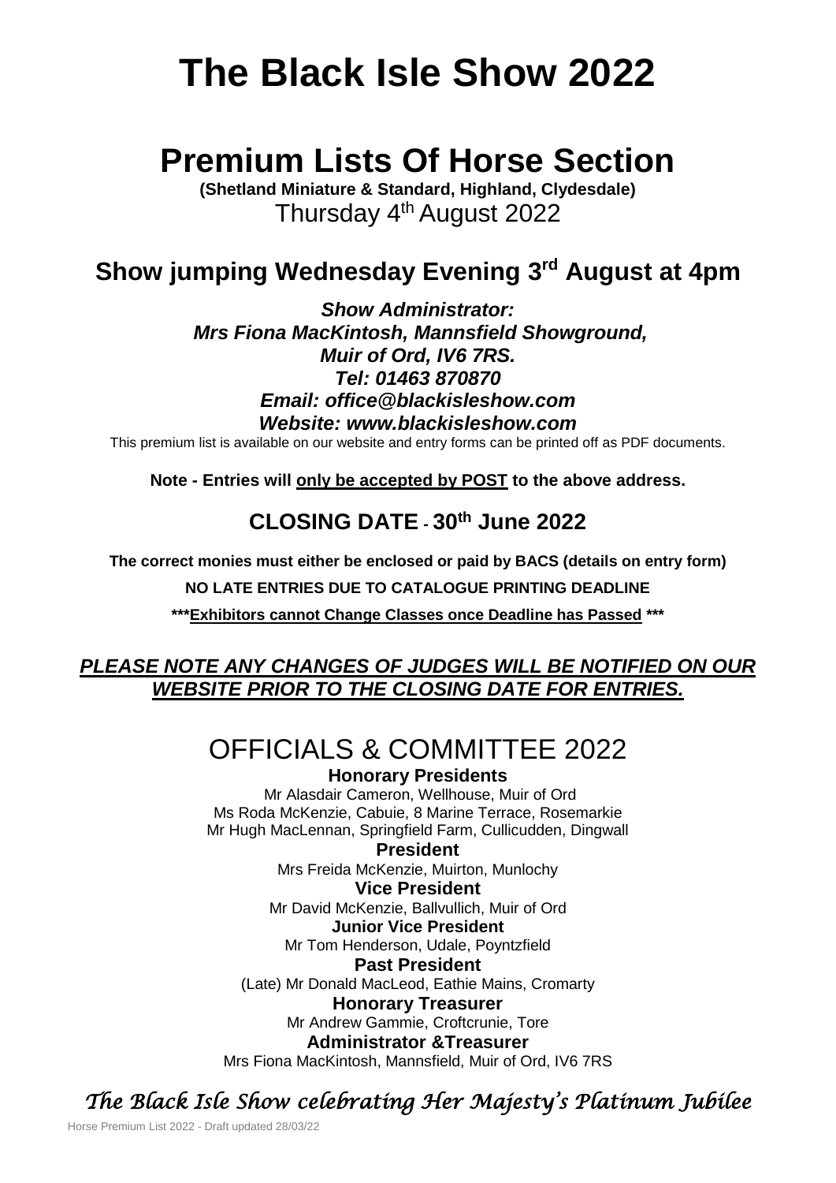# The Black Isle Show 2022

# Premium Lists Of Horse Section

**(Shetland Miniature & Standard, Highland, Clydesdale)**

Thursday 4th August 2022

## Show jumping Wednesday Evening 3rd August at 4pm

***Show Administrator:***
***Mrs Fiona MacKintosh, Mannsfield Showground,***
***Muir of Ord, IV6 7RS.***
***Tel: 01463 870870***
***Email: office@blackisleshow.com***
***Website: www.blackisleshow.com***

This premium list is available on our website and entry forms can be printed off as PDF documents.

**Note - Entries will only be accepted by POST to the above address.**

### CLOSING DATE - 30th June 2022

**The correct monies must either be enclosed or paid by BACS (details on entry form)**

**NO LATE ENTRIES DUE TO CATALOGUE PRINTING DEADLINE**

**\*\*\*Exhibitors cannot Change Classes once Deadline has Passed \*\*\***

***PLEASE NOTE ANY CHANGES OF JUDGES WILL BE NOTIFIED ON OUR WEBSITE PRIOR TO THE CLOSING DATE FOR ENTRIES.***

## OFFICIALS & COMMITTEE 2022

**Honorary Presidents**

Mr Alasdair Cameron, Wellhouse, Muir of Ord
Ms Roda McKenzie, Cabuie, 8 Marine Terrace, Rosemarkie
Mr Hugh MacLennan, Springfield Farm, Cullicudden, Dingwall

**President**

Mrs Freida McKenzie, Muirton, Munlochy

**Vice President**

Mr David McKenzie, Ballvullich, Muir of Ord

**Junior Vice President**

Mr Tom Henderson, Udale, Poyntzfield

**Past President**

(Late) Mr Donald MacLeod, Eathie Mains, Cromarty

**Honorary Treasurer**

Mr Andrew Gammie, Croftcrunie, Tore

**Administrator &Treasurer**

Mrs Fiona MacKintosh, Mannsfield, Muir of Ord, IV6 7RS

*The Black Isle Show celebrating Her Majesty's Platinum Jubilee*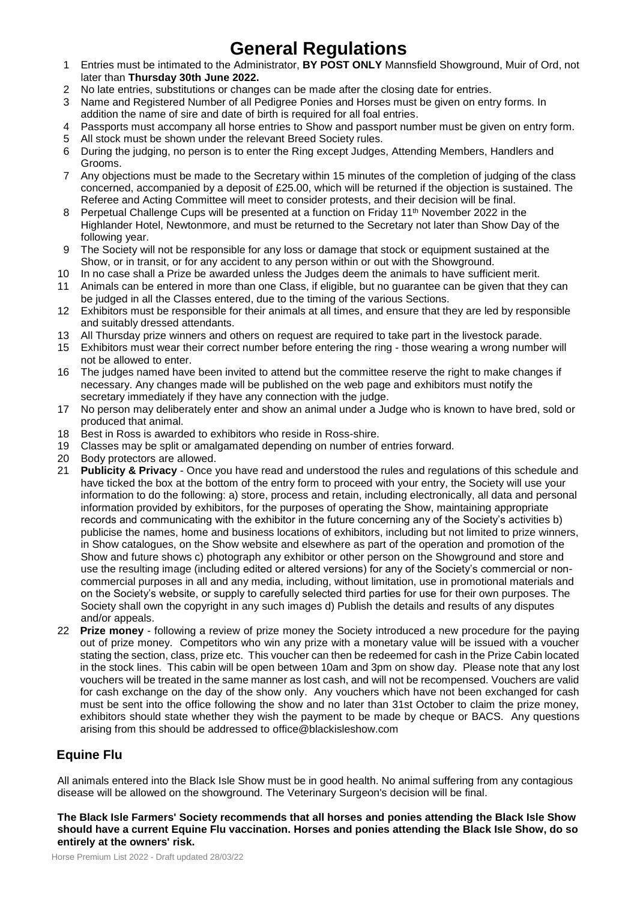# General Regulations

1. Entries must be intimated to the Administrator, **BY POST ONLY** Mannsfield Showground, Muir of Ord, not later than **Thursday 30th June 2022.**
2. No late entries, substitutions or changes can be made after the closing date for entries.
3. Name and Registered Number of all Pedigree Ponies and Horses must be given on entry forms. In addition the name of sire and date of birth is required for all foal entries.
4. Passports must accompany all horse entries to Show and passport number must be given on entry form.
5. All stock must be shown under the relevant Breed Society rules.
6. During the judging, no person is to enter the Ring except Judges, Attending Members, Handlers and Grooms.
7. Any objections must be made to the Secretary within 15 minutes of the completion of judging of the class concerned, accompanied by a deposit of £25.00, which will be returned if the objection is sustained. The Referee and Acting Committee will meet to consider protests, and their decision will be final.
8. Perpetual Challenge Cups will be presented at a function on Friday 11th November 2022 in the Highlander Hotel, Newtonmore, and must be returned to the Secretary not later than Show Day of the following year.
9. The Society will not be responsible for any loss or damage that stock or equipment sustained at the Show, or in transit, or for any accident to any person within or out with the Showground.
10. In no case shall a Prize be awarded unless the Judges deem the animals to have sufficient merit.
11. Animals can be entered in more than one Class, if eligible, but no guarantee can be given that they can be judged in all the Classes entered, due to the timing of the various Sections.
12. Exhibitors must be responsible for their animals at all times, and ensure that they are led by responsible and suitably dressed attendants.
13. All Thursday prize winners and others on request are required to take part in the livestock parade.

15. Exhibitors must wear their correct number before entering the ring - those wearing a wrong number will not be allowed to enter.
16. The judges named have been invited to attend but the committee reserve the right to make changes if necessary. Any changes made will be published on the web page and exhibitors must notify the secretary immediately if they have any connection with the judge.
17. No person may deliberately enter and show an animal under a Judge who is known to have bred, sold or produced that animal.
18. Best in Ross is awarded to exhibitors who reside in Ross-shire.
19. Classes may be split or amalgamated depending on number of entries forward.
20. Body protectors are allowed.
21. **Publicity & Privacy** - Once you have read and understood the rules and regulations of this schedule and have ticked the box at the bottom of the entry form to proceed with your entry, the Society will use your information to do the following: a) store, process and retain, including electronically, all data and personal information provided by exhibitors, for the purposes of operating the Show, maintaining appropriate records and communicating with the exhibitor in the future concerning any of the Society's activities b) publicise the names, home and business locations of exhibitors, including but not limited to prize winners, in Show catalogues, on the Show website and elsewhere as part of the operation and promotion of the Show and future shows c) photograph any exhibitor or other person on the Showground and store and use the resulting image (including edited or altered versions) for any of the Society's commercial or non-commercial purposes in all and any media, including, without limitation, use in promotional materials and on the Society's website, or supply to carefully selected third parties for use for their own purposes. The Society shall own the copyright in any such images d) Publish the details and results of any disputes and/or appeals.
22. **Prize money** - following a review of prize money the Society introduced a new procedure for the paying out of prize money. Competitors who win any prize with a monetary value will be issued with a voucher stating the section, class, prize etc. This voucher can then be redeemed for cash in the Prize Cabin located in the stock lines. This cabin will be open between 10am and 3pm on show day. Please note that any lost vouchers will be treated in the same manner as lost cash, and will not be recompensed. Vouchers are valid for cash exchange on the day of the show only. Any vouchers which have not been exchanged for cash must be sent into the office following the show and no later than 31st October to claim the prize money, exhibitors should state whether they wish the payment to be made by cheque or BACS. Any questions arising from this should be addressed to office@blackisleshow.com

## Equine Flu

All animals entered into the Black Isle Show must be in good health. No animal suffering from any contagious disease will be allowed on the showground. The Veterinary Surgeon's decision will be final.

**The Black Isle Farmers' Society recommends that all horses and ponies attending the Black Isle Show should have a current Equine Flu vaccination. Horses and ponies attending the Black Isle Show, do so entirely at the owners' risk.**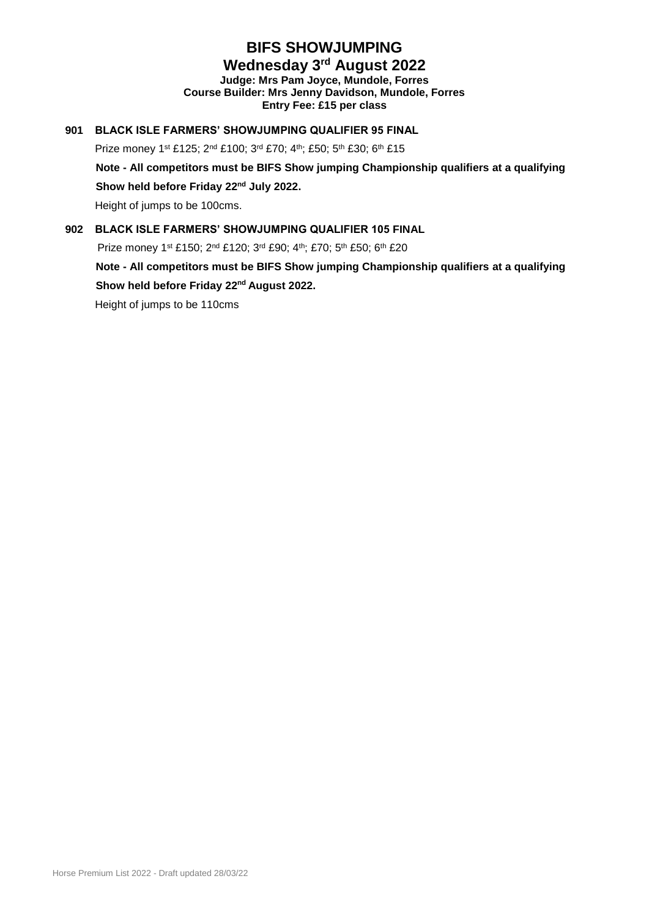# BIFS SHOWJUMPING

## Wednesday 3rd August 2022

**Judge: Mrs Pam Joyce, Mundole, Forres**
**Course Builder: Mrs Jenny Davidson, Mundole, Forres**
**Entry Fee: £15 per class**

### 901 BLACK ISLE FARMERS' SHOWJUMPING QUALIFIER 95 FINAL

Prize money 1st £125; 2nd £100; 3rd £70; 4th; £50; 5th £30; 6th £15

**Note - All competitors must be BIFS Show jumping Championship qualifiers at a qualifying Show held before Friday 22nd July 2022.**

Height of jumps to be 100cms.

### 902 BLACK ISLE FARMERS' SHOWJUMPING QUALIFIER 105 FINAL

Prize money 1st £150; 2nd £120; 3rd £90; 4th; £70; 5th £50; 6th £20

**Note - All competitors must be BIFS Show jumping Championship qualifiers at a qualifying Show held before Friday 22nd August 2022.**

Height of jumps to be 110cms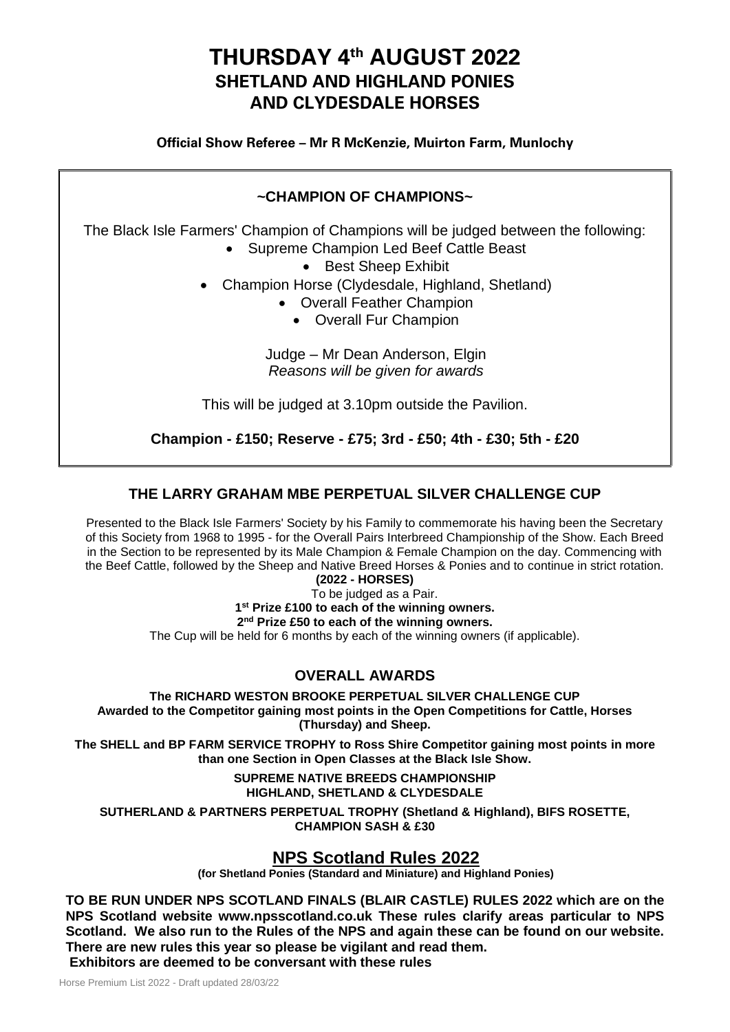# THURSDAY 4th AUGUST 2022
## SHETLAND AND HIGHLAND PONIES AND CLYDESDALE HORSES

**Official Show Referee – Mr R McKenzie, Muirton Farm, Munlochy**

### ~CHAMPION OF CHAMPIONS~

The Black Isle Farmers' Champion of Champions will be judged between the following:

- Supreme Champion Led Beef Cattle Beast
- Best Sheep Exhibit
- Champion Horse (Clydesdale, Highland, Shetland)
- Overall Feather Champion
- Overall Fur Champion

Judge – Mr Dean Anderson, Elgin
*Reasons will be given for awards*

This will be judged at 3.10pm outside the Pavilion.

**Champion - £150; Reserve - £75; 3rd - £50; 4th - £30; 5th - £20**

### THE LARRY GRAHAM MBE PERPETUAL SILVER CHALLENGE CUP

Presented to the Black Isle Farmers' Society by his Family to commemorate his having been the Secretary of this Society from 1968 to 1995 - for the Overall Pairs Interbreed Championship of the Show. Each Breed in the Section to be represented by its Male Champion & Female Champion on the day. Commencing with the Beef Cattle, followed by the Sheep and Native Breed Horses & Ponies and to continue in strict rotation.

**(2022 - HORSES)**

To be judged as a Pair.

**1st Prize £100 to each of the winning owners.**

**2nd Prize £50 to each of the winning owners.**

The Cup will be held for 6 months by each of the winning owners (if applicable).

### OVERALL AWARDS

**The RICHARD WESTON BROOKE PERPETUAL SILVER CHALLENGE CUP**
**Awarded to the Competitor gaining most points in the Open Competitions for Cattle, Horses (Thursday) and Sheep.**

**The SHELL and BP FARM SERVICE TROPHY to Ross Shire Competitor gaining most points in more than one Section in Open Classes at the Black Isle Show.**

**SUPREME NATIVE BREEDS CHAMPIONSHIP**
**HIGHLAND, SHETLAND & CLYDESDALE**

**SUTHERLAND & PARTNERS PERPETUAL TROPHY (Shetland & Highland), BIFS ROSETTE, CHAMPION SASH & £30**

## NPS Scotland Rules 2022

**(for Shetland Ponies (Standard and Miniature) and Highland Ponies)**

**TO BE RUN UNDER NPS SCOTLAND FINALS (BLAIR CASTLE) RULES 2022 which are on the NPS Scotland website www.npsscotland.co.uk These rules clarify areas particular to NPS Scotland. We also run to the Rules of the NPS and again these can be found on our website. There are new rules this year so please be vigilant and read them.**
**Exhibitors are deemed to be conversant with these rules**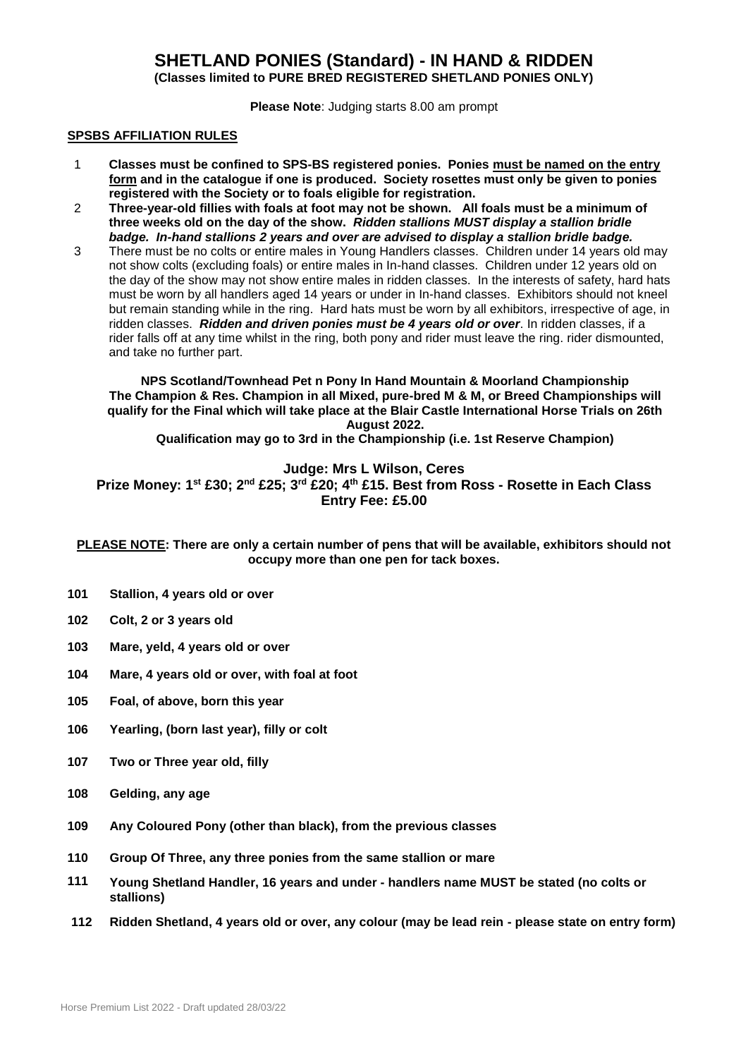# SHETLAND PONIES (Standard) - IN HAND & RIDDEN

**(Classes limited to PURE BRED REGISTERED SHETLAND PONIES ONLY)**

**Please Note**: Judging starts 8.00 am prompt

## SPSBS AFFILIATION RULES

1. **Classes must be confined to SPS-BS registered ponies. Ponies must be named on the entry form and in the catalogue if one is produced. Society rosettes must only be given to ponies registered with the Society or to foals eligible for registration.**
2. **Three-year-old fillies with foals at foot may not be shown. All foals must be a minimum of three weeks old on the day of the show.** ***Ridden stallions MUST display a stallion bridle badge. In-hand stallions 2 years and over are advised to display a stallion bridle badge.***
3. There must be no colts or entire males in Young Handlers classes. Children under 14 years old may not show colts (excluding foals) or entire males in In-hand classes. Children under 12 years old on the day of the show may not show entire males in ridden classes. In the interests of safety, hard hats must be worn by all handlers aged 14 years or under in In-hand classes. Exhibitors should not kneel but remain standing while in the ring. Hard hats must be worn by all exhibitors, irrespective of age, in ridden classes. ***Ridden and driven ponies must be 4 years old or over***. In ridden classes, if a rider falls off at any time whilst in the ring, both pony and rider must leave the ring. rider dismounted, and take no further part.

**NPS Scotland/Townhead Pet n Pony In Hand Mountain & Moorland Championship**
**The Champion & Res. Champion in all Mixed, pure-bred M & M, or Breed Championships will qualify for the Final which will take place at the Blair Castle International Horse Trials on 26th August 2022.**
**Qualification may go to 3rd in the Championship (i.e. 1st Reserve Champion)**

**Judge: Mrs L Wilson, Ceres**
**Prize Money: 1st £30; 2nd £25; 3rd £20; 4th £15. Best from Ross - Rosette in Each Class**
**Entry Fee: £5.00**

**PLEASE NOTE: There are only a certain number of pens that will be available, exhibitors should not occupy more than one pen for tack boxes.**

**101** **Stallion, 4 years old or over**

**102** **Colt, 2 or 3 years old**

**103** **Mare, yeld, 4 years old or over**

**104** **Mare, 4 years old or over, with foal at foot**

**105** **Foal, of above, born this year**

**106** **Yearling, (born last year), filly or colt**

**107** **Two or Three year old, filly**

**108** **Gelding, any age**

**109** **Any Coloured Pony (other than black), from the previous classes**

**110** **Group Of Three, any three ponies from the same stallion or mare**

**111** **Young Shetland Handler, 16 years and under - handlers name MUST be stated (no colts or stallions)**

**112** **Ridden Shetland, 4 years old or over, any colour (may be lead rein - please state on entry form)**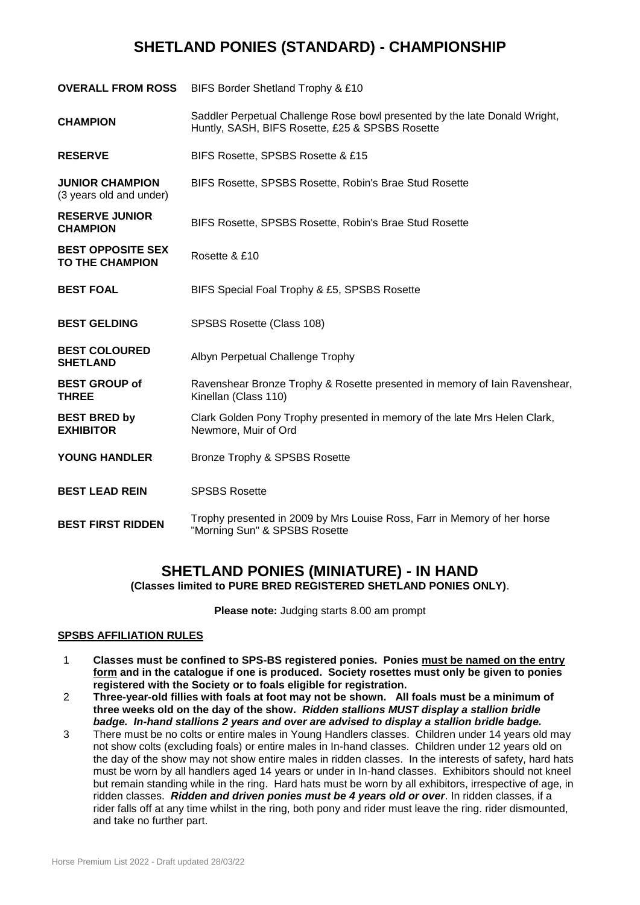# SHETLAND PONIES (STANDARD) - CHAMPIONSHIP

| | |
|---|---|
| **OVERALL FROM ROSS** | BIFS Border Shetland Trophy & £10 |
| **CHAMPION** | Saddler Perpetual Challenge Rose bowl presented by the late Donald Wright, Huntly, SASH, BIFS Rosette, £25 & SPSBS Rosette |
| **RESERVE** | BIFS Rosette, SPSBS Rosette & £15 |
| **JUNIOR CHAMPION** (3 years old and under) | BIFS Rosette, SPSBS Rosette, Robin's Brae Stud Rosette |
| **RESERVE JUNIOR CHAMPION** | BIFS Rosette, SPSBS Rosette, Robin's Brae Stud Rosette |
| **BEST OPPOSITE SEX TO THE CHAMPION** | Rosette & £10 |
| **BEST FOAL** | BIFS Special Foal Trophy & £5, SPSBS Rosette |
| **BEST GELDING** | SPSBS Rosette (Class 108) |
| **BEST COLOURED SHETLAND** | Albyn Perpetual Challenge Trophy |
| **BEST GROUP of THREE** | Ravenshear Bronze Trophy & Rosette presented in memory of Iain Ravenshear, Kinellan (Class 110) |
| **BEST BRED by EXHIBITOR** | Clark Golden Pony Trophy presented in memory of the late Mrs Helen Clark, Newmore, Muir of Ord |
| **YOUNG HANDLER** | Bronze Trophy & SPSBS Rosette |
| **BEST LEAD REIN** | SPSBS Rosette |
| **BEST FIRST RIDDEN** | Trophy presented in 2009 by Mrs Louise Ross, Farr in Memory of her horse "Morning Sun" & SPSBS Rosette |

# SHETLAND PONIES (MINIATURE) - IN HAND

**(Classes limited to PURE BRED REGISTERED SHETLAND PONIES ONLY)**.

**Please note:** Judging starts 8.00 am prompt

### SPSBS AFFILIATION RULES

1. **Classes must be confined to SPS-BS registered ponies. Ponies must be named on the entry form and in the catalogue if one is produced. Society rosettes must only be given to ponies registered with the Society or to foals eligible for registration.**
2. **Three-year-old fillies with foals at foot may not be shown. All foals must be a minimum of three weeks old on the day of the show.** ***Ridden stallions MUST display a stallion bridle badge. In-hand stallions 2 years and over are advised to display a stallion bridle badge.***
3. There must be no colts or entire males in Young Handlers classes. Children under 14 years old may not show colts (excluding foals) or entire males in In-hand classes. Children under 12 years old on the day of the show may not show entire males in ridden classes. In the interests of safety, hard hats must be worn by all handlers aged 14 years or under in In-hand classes. Exhibitors should not kneel but remain standing while in the ring. Hard hats must be worn by all exhibitors, irrespective of age, in ridden classes. ***Ridden and driven ponies must be 4 years old or over***. In ridden classes, if a rider falls off at any time whilst in the ring, both pony and rider must leave the ring. rider dismounted, and take no further part.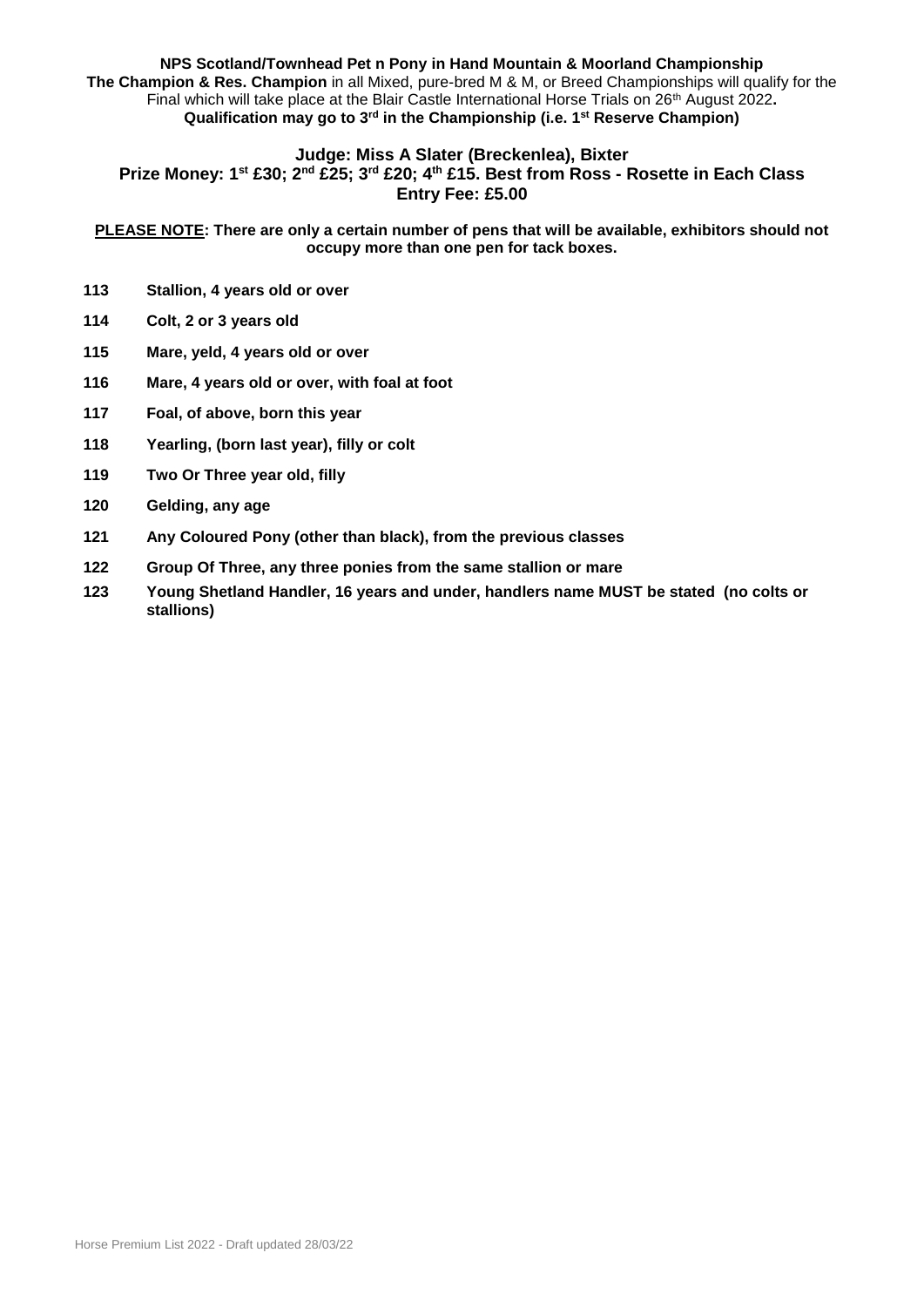**NPS Scotland/Townhead Pet n Pony in Hand Mountain & Moorland Championship**

**The Champion & Res. Champion** in all Mixed, pure-bred M & M, or Breed Championships will qualify for the Final which will take place at the Blair Castle International Horse Trials on 26th August 2022**.**

**Qualification may go to 3rd in the Championship (i.e. 1st Reserve Champion)**

**Judge: Miss A Slater (Breckenlea), Bixter**

**Prize Money: 1st £30; 2nd £25; 3rd £20; 4th £15. Best from Ross - Rosette in Each Class**

**Entry Fee: £5.00**

**PLEASE NOTE: There are only a certain number of pens that will be available, exhibitors should not occupy more than one pen for tack boxes.**

**113** **Stallion, 4 years old or over**

**114** **Colt, 2 or 3 years old**

**115** **Mare, yeld, 4 years old or over**

**116** **Mare, 4 years old or over, with foal at foot**

**117** **Foal, of above, born this year**

**118** **Yearling, (born last year), filly or colt**

**119** **Two Or Three year old, filly**

**120** **Gelding, any age**

**121** **Any Coloured Pony (other than black), from the previous classes**

**122** **Group Of Three, any three ponies from the same stallion or mare**

**123** **Young Shetland Handler, 16 years and under, handlers name MUST be stated (no colts or stallions)**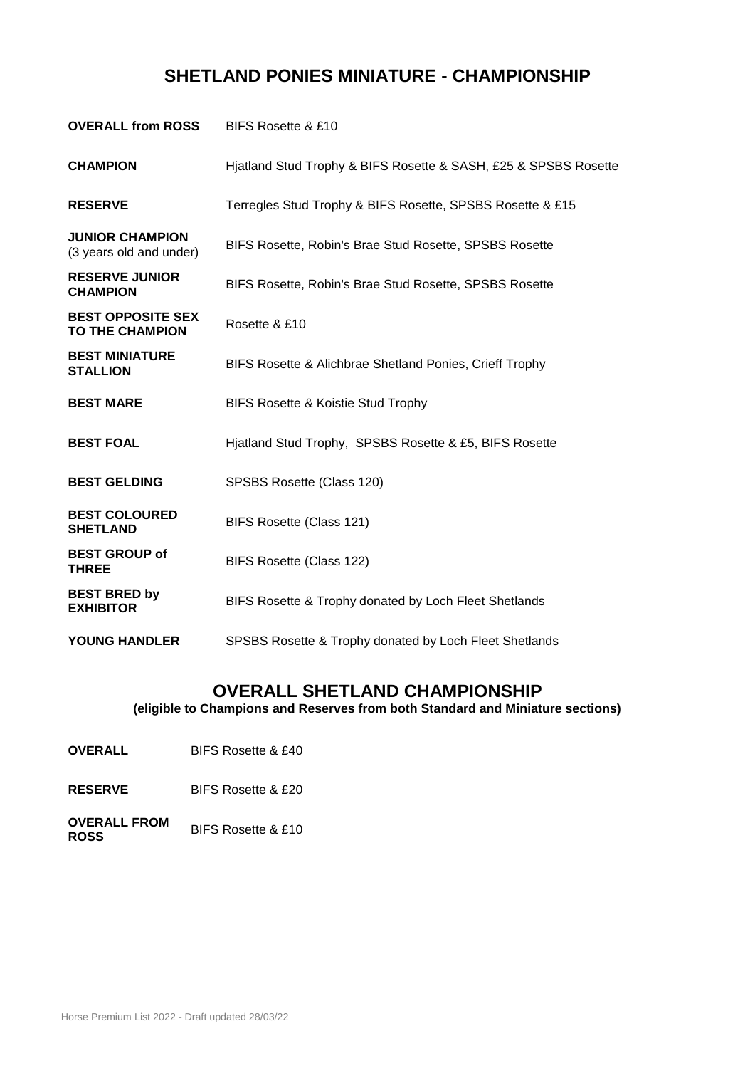## SHETLAND PONIES MINIATURE - CHAMPIONSHIP

| | |
|---|---|
| **OVERALL from ROSS** | BIFS Rosette & £10 |
| **CHAMPION** | Hjatland Stud Trophy & BIFS Rosette & SASH, £25 & SPSBS Rosette |
| **RESERVE** | Terregles Stud Trophy & BIFS Rosette, SPSBS Rosette & £15 |
| **JUNIOR CHAMPION** (3 years old and under) | BIFS Rosette, Robin's Brae Stud Rosette, SPSBS Rosette |
| **RESERVE JUNIOR CHAMPION** | BIFS Rosette, Robin's Brae Stud Rosette, SPSBS Rosette |
| **BEST OPPOSITE SEX TO THE CHAMPION** | Rosette & £10 |
| **BEST MINIATURE STALLION** | BIFS Rosette & Alichbrae Shetland Ponies, Crieff Trophy |
| **BEST MARE** | BIFS Rosette & Koistie Stud Trophy |
| **BEST FOAL** | Hjatland Stud Trophy, SPSBS Rosette & £5, BIFS Rosette |
| **BEST GELDING** | SPSBS Rosette (Class 120) |
| **BEST COLOURED SHETLAND** | BIFS Rosette (Class 121) |
| **BEST GROUP of THREE** | BIFS Rosette (Class 122) |
| **BEST BRED by EXHIBITOR** | BIFS Rosette & Trophy donated by Loch Fleet Shetlands |
| **YOUNG HANDLER** | SPSBS Rosette & Trophy donated by Loch Fleet Shetlands |

## OVERALL SHETLAND CHAMPIONSHIP

**(eligible to Champions and Reserves from both Standard and Miniature sections)**

| | |
|---|---|
| **OVERALL** | BIFS Rosette & £40 |
| **RESERVE** | BIFS Rosette & £20 |
| **OVERALL FROM ROSS** | BIFS Rosette & £10 |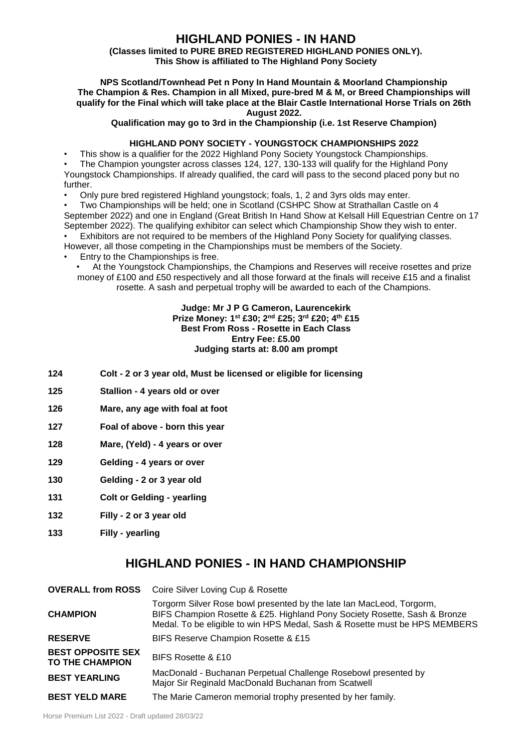# HIGHLAND PONIES - IN HAND

**(Classes limited to PURE BRED REGISTERED HIGHLAND PONIES ONLY).**
**This Show is affiliated to The Highland Pony Society**

**NPS Scotland/Townhead Pet n Pony In Hand Mountain & Moorland Championship**
**The Champion & Res. Champion in all Mixed, pure-bred M & M, or Breed Championships will qualify for the Final which will take place at the Blair Castle International Horse Trials on 26th August 2022.**
**Qualification may go to 3rd in the Championship (i.e. 1st Reserve Champion)**

**HIGHLAND PONY SOCIETY - YOUNGSTOCK CHAMPIONSHIPS 2022**

- This show is a qualifier for the 2022 Highland Pony Society Youngstock Championships.
- The Champion youngster across classes 124, 127, 130-133 will qualify for the Highland Pony Youngstock Championships. If already qualified, the card will pass to the second placed pony but no further.
- Only pure bred registered Highland youngstock; foals, 1, 2 and 3yrs olds may enter.
- Two Championships will be held; one in Scotland (CSHPC Show at Strathallan Castle on 4 September 2022) and one in England (Great British In Hand Show at Kelsall Hill Equestrian Centre on 17 September 2022). The qualifying exhibitor can select which Championship Show they wish to enter.
- Exhibitors are not required to be members of the Highland Pony Society for qualifying classes. However, all those competing in the Championships must be members of the Society.
- Entry to the Championships is free.
- At the Youngstock Championships, the Champions and Reserves will receive rosettes and prize money of £100 and £50 respectively and all those forward at the finals will receive £15 and a finalist rosette. A sash and perpetual trophy will be awarded to each of the Champions.

**Judge: Mr J P G Cameron, Laurencekirk**
**Prize Money: 1st £30; 2nd £25; 3rd £20; 4th £15**
**Best From Ross - Rosette in Each Class**
**Entry Fee: £5.00**
**Judging starts at: 8.00 am prompt**

**124** **Colt - 2 or 3 year old, Must be licensed or eligible for licensing**

**125** **Stallion - 4 years old or over**

**126** **Mare, any age with foal at foot**

**127** **Foal of above - born this year**

**128** **Mare, (Yeld) - 4 years or over**

**129** **Gelding - 4 years or over**

**130** **Gelding - 2 or 3 year old**

**131** **Colt or Gelding - yearling**

**132** **Filly - 2 or 3 year old**

**133** **Filly - yearling**

## HIGHLAND PONIES - IN HAND CHAMPIONSHIP

| | |
|---|---|
| **OVERALL from ROSS** | Coire Silver Loving Cup & Rosette |
| **CHAMPION** | Torgorm Silver Rose bowl presented by the late Ian MacLeod, Torgorm, BIFS Champion Rosette & £25. Highland Pony Society Rosette, Sash & Bronze Medal. To be eligible to win HPS Medal, Sash & Rosette must be HPS MEMBERS |
| **RESERVE** | BIFS Reserve Champion Rosette & £15 |
| **BEST OPPOSITE SEX TO THE CHAMPION** | BIFS Rosette & £10 |
| **BEST YEARLING** | MacDonald - Buchanan Perpetual Challenge Rosebowl presented by Major Sir Reginald MacDonald Buchanan from Scatwell |
| **BEST YELD MARE** | The Marie Cameron memorial trophy presented by her family. |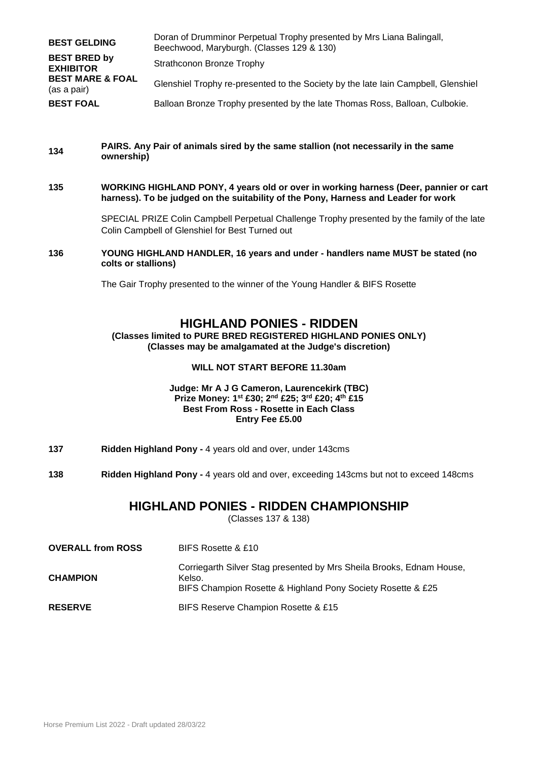| | |
|---|---|
| **BEST GELDING** | Doran of Drumminor Perpetual Trophy presented by Mrs Liana Balingall, Beechwood, Maryburgh. (Classes 129 & 130) |
| **BEST BRED by EXHIBITOR** | Strathconon Bronze Trophy |
| **BEST MARE & FOAL** (as a pair) | Glenshiel Trophy re-presented to the Society by the late Iain Campbell, Glenshiel |
| **BEST FOAL** | Balloan Bronze Trophy presented by the late Thomas Ross, Balloan, Culbokie. |

**134** **PAIRS. Any Pair of animals sired by the same stallion (not necessarily in the same ownership)**

**135** **WORKING HIGHLAND PONY, 4 years old or over in working harness (Deer, pannier or cart harness). To be judged on the suitability of the Pony, Harness and Leader for work**

SPECIAL PRIZE Colin Campbell Perpetual Challenge Trophy presented by the family of the late Colin Campbell of Glenshiel for Best Turned out

**136** **YOUNG HIGHLAND HANDLER, 16 years and under - handlers name MUST be stated (no colts or stallions)**

The Gair Trophy presented to the winner of the Young Handler & BIFS Rosette

## HIGHLAND PONIES - RIDDEN

**(Classes limited to PURE BRED REGISTERED HIGHLAND PONIES ONLY)**
**(Classes may be amalgamated at the Judge's discretion)**

**WILL NOT START BEFORE 11.30am**

**Judge: Mr A J G Cameron, Laurencekirk (TBC)**
**Prize Money: 1st £30; 2nd £25; 3rd £20; 4th £15**
**Best From Ross - Rosette in Each Class**
**Entry Fee £5.00**

**137** **Ridden Highland Pony -** 4 years old and over, under 143cms

**138** **Ridden Highland Pony -** 4 years old and over, exceeding 143cms but not to exceed 148cms

## HIGHLAND PONIES - RIDDEN CHAMPIONSHIP

(Classes 137 & 138)

| | |
|---|---|
| **OVERALL from ROSS** | BIFS Rosette & £10 |
| **CHAMPION** | Corriegarth Silver Stag presented by Mrs Sheila Brooks, Ednam House, Kelso. BIFS Champion Rosette & Highland Pony Society Rosette & £25 |
| **RESERVE** | BIFS Reserve Champion Rosette & £15 |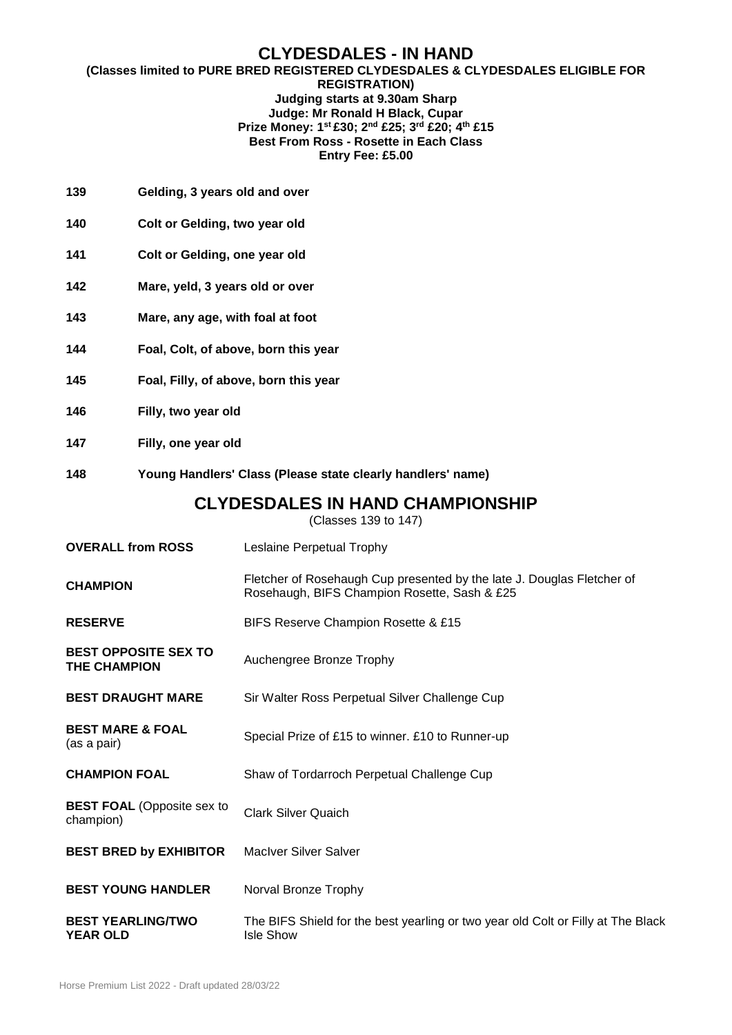# CLYDESDALES - IN HAND

**(Classes limited to PURE BRED REGISTERED CLYDESDALES & CLYDESDALES ELIGIBLE FOR REGISTRATION)**
**Judging starts at 9.30am Sharp**
**Judge: Mr Ronald H Black, Cupar**
**Prize Money: 1st £30; 2nd £25; 3rd £20; 4th £15**
**Best From Ross - Rosette in Each Class**
**Entry Fee: £5.00**

**139** **Gelding, 3 years old and over**

**140** **Colt or Gelding, two year old**

**141** **Colt or Gelding, one year old**

**142** **Mare, yeld, 3 years old or over**

**143** **Mare, any age, with foal at foot**

**144** **Foal, Colt, of above, born this year**

**145** **Foal, Filly, of above, born this year**

**146** **Filly, two year old**

**147** **Filly, one year old**

**148** **Young Handlers' Class (Please state clearly handlers' name)**

## CLYDESDALES IN HAND CHAMPIONSHIP

(Classes 139 to 147)

| | |
|---|---|
| **OVERALL from ROSS** | Leslaine Perpetual Trophy |
| **CHAMPION** | Fletcher of Rosehaugh Cup presented by the late J. Douglas Fletcher of Rosehaugh, BIFS Champion Rosette, Sash & £25 |
| **RESERVE** | BIFS Reserve Champion Rosette & £15 |
| **BEST OPPOSITE SEX TO THE CHAMPION** | Auchengree Bronze Trophy |
| **BEST DRAUGHT MARE** | Sir Walter Ross Perpetual Silver Challenge Cup |
| **BEST MARE & FOAL** (as a pair) | Special Prize of £15 to winner. £10 to Runner-up |
| **CHAMPION FOAL** | Shaw of Tordarroch Perpetual Challenge Cup |
| **BEST FOAL** (Opposite sex to champion) | Clark Silver Quaich |
| **BEST BRED by EXHIBITOR** | MacIver Silver Salver |
| **BEST YOUNG HANDLER** | Norval Bronze Trophy |
| **BEST YEARLING/TWO YEAR OLD** | The BIFS Shield for the best yearling or two year old Colt or Filly at The Black Isle Show |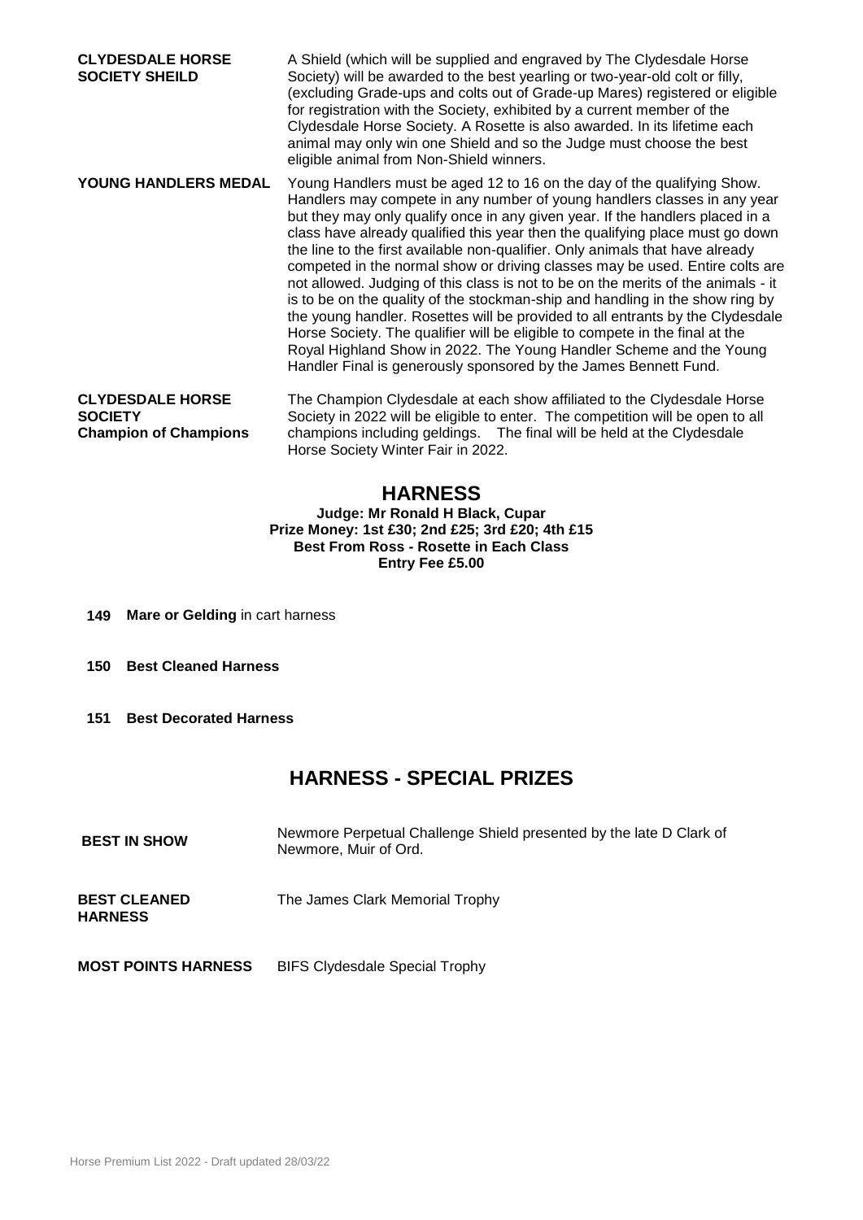**CLYDESDALE HORSE SOCIETY SHEILD** — A Shield (which will be supplied and engraved by The Clydesdale Horse Society) will be awarded to the best yearling or two-year-old colt or filly, (excluding Grade-ups and colts out of Grade-up Mares) registered or eligible for registration with the Society, exhibited by a current member of the Clydesdale Horse Society. A Rosette is also awarded. In its lifetime each animal may only win one Shield and so the Judge must choose the best eligible animal from Non-Shield winners.

**YOUNG HANDLERS MEDAL** — Young Handlers must be aged 12 to 16 on the day of the qualifying Show. Handlers may compete in any number of young handlers classes in any year but they may only qualify once in any given year. If the handlers placed in a class have already qualified this year then the qualifying place must go down the line to the first available non-qualifier. Only animals that have already competed in the normal show or driving classes may be used. Entire colts are not allowed. Judging of this class is not to be on the merits of the animals - it is to be on the quality of the stockman-ship and handling in the show ring by the young handler. Rosettes will be provided to all entrants by the Clydesdale Horse Society. The qualifier will be eligible to compete in the final at the Royal Highland Show in 2022. The Young Handler Scheme and the Young Handler Final is generously sponsored by the James Bennett Fund.

**CLYDESDALE HORSE SOCIETY Champion of Champions** — The Champion Clydesdale at each show affiliated to the Clydesdale Horse Society in 2022 will be eligible to enter. The competition will be open to all champions including geldings. The final will be held at the Clydesdale Horse Society Winter Fair in 2022.

## HARNESS

**Judge: Mr Ronald H Black, Cupar**
**Prize Money: 1st £30; 2nd £25; 3rd £20; 4th £15**
**Best From Ross - Rosette in Each Class**
**Entry Fee £5.00**

**149 Mare or Gelding** in cart harness

**150 Best Cleaned Harness**

**151 Best Decorated Harness**

## HARNESS - SPECIAL PRIZES

**BEST IN SHOW** — Newmore Perpetual Challenge Shield presented by the late D Clark of Newmore, Muir of Ord.

**BEST CLEANED HARNESS** — The James Clark Memorial Trophy

**MOST POINTS HARNESS** — BIFS Clydesdale Special Trophy